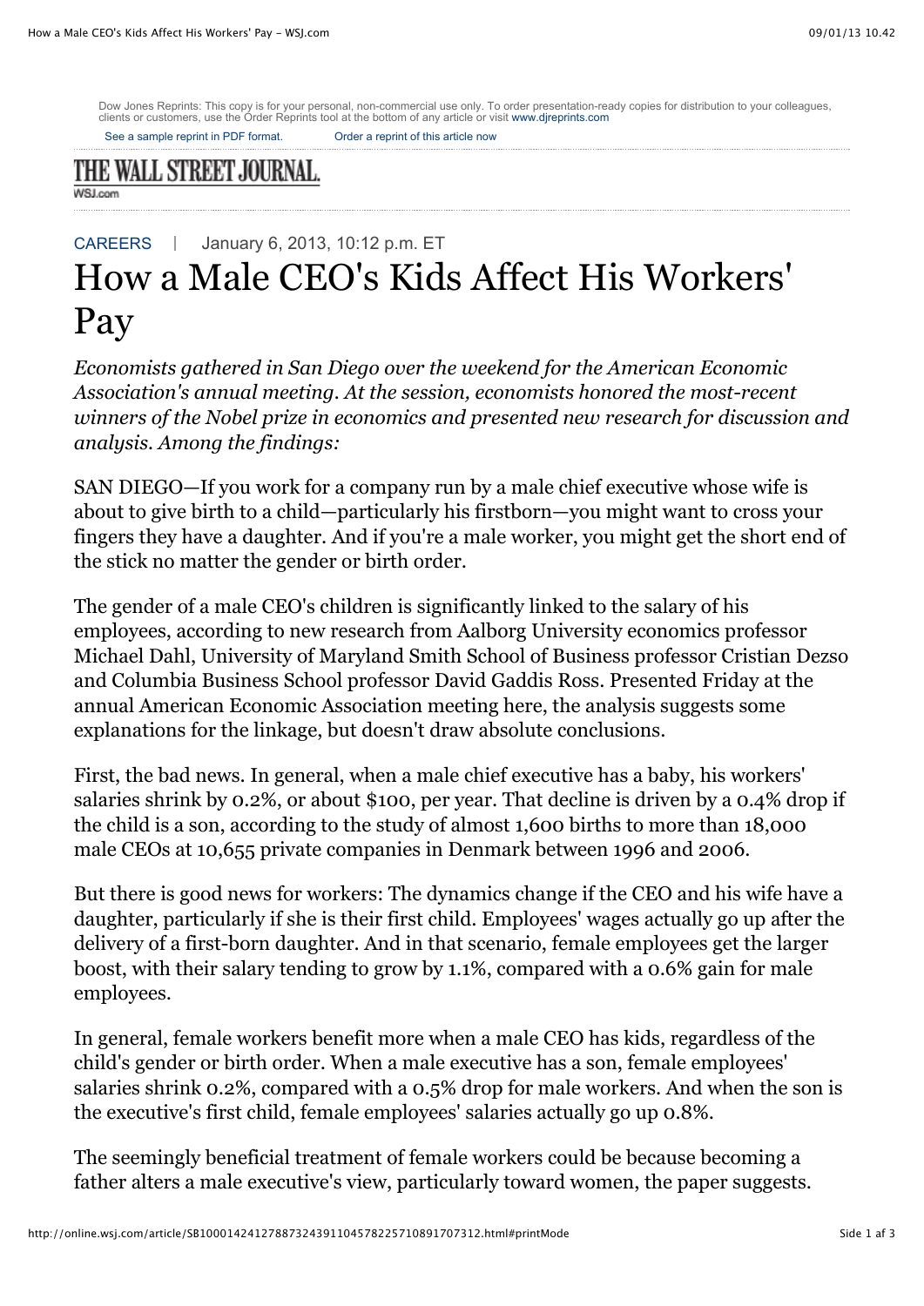Dow Jones Reprints: This copy is for your personal, non-commercial use only. To order presentation-ready copies for distribution to your colleagues, clients or customers, use the Order Reprints tool at the bottom of any article or visit www.djreprints.com

See a sample reprint in PDF format. Order a reprint of this article now

THE WALL STREET JOURNAL.
WSJ.com

CAREERS | January 6, 2013, 10:12 p.m. ET

# How a Male CEO's Kids Affect His Workers' Pay

*Economists gathered in San Diego over the weekend for the American Economic Association's annual meeting. At the session, economists honored the most-recent winners of the Nobel prize in economics and presented new research for discussion and analysis. Among the findings:*

SAN DIEGO—If you work for a company run by a male chief executive whose wife is about to give birth to a child—particularly his firstborn—you might want to cross your fingers they have a daughter. And if you're a male worker, you might get the short end of the stick no matter the gender or birth order.

The gender of a male CEO's children is significantly linked to the salary of his employees, according to new research from Aalborg University economics professor Michael Dahl, University of Maryland Smith School of Business professor Cristian Dezso and Columbia Business School professor David Gaddis Ross. Presented Friday at the annual American Economic Association meeting here, the analysis suggests some explanations for the linkage, but doesn't draw absolute conclusions.

First, the bad news. In general, when a male chief executive has a baby, his workers' salaries shrink by 0.2%, or about $100, per year. That decline is driven by a 0.4% drop if the child is a son, according to the study of almost 1,600 births to more than 18,000 male CEOs at 10,655 private companies in Denmark between 1996 and 2006.

But there is good news for workers: The dynamics change if the CEO and his wife have a daughter, particularly if she is their first child. Employees' wages actually go up after the delivery of a first-born daughter. And in that scenario, female employees get the larger boost, with their salary tending to grow by 1.1%, compared with a 0.6% gain for male employees.

In general, female workers benefit more when a male CEO has kids, regardless of the child's gender or birth order. When a male executive has a son, female employees' salaries shrink 0.2%, compared with a 0.5% drop for male workers. And when the son is the executive's first child, female employees' salaries actually go up 0.8%.

The seemingly beneficial treatment of female workers could be because becoming a father alters a male executive's view, particularly toward women, the paper suggests.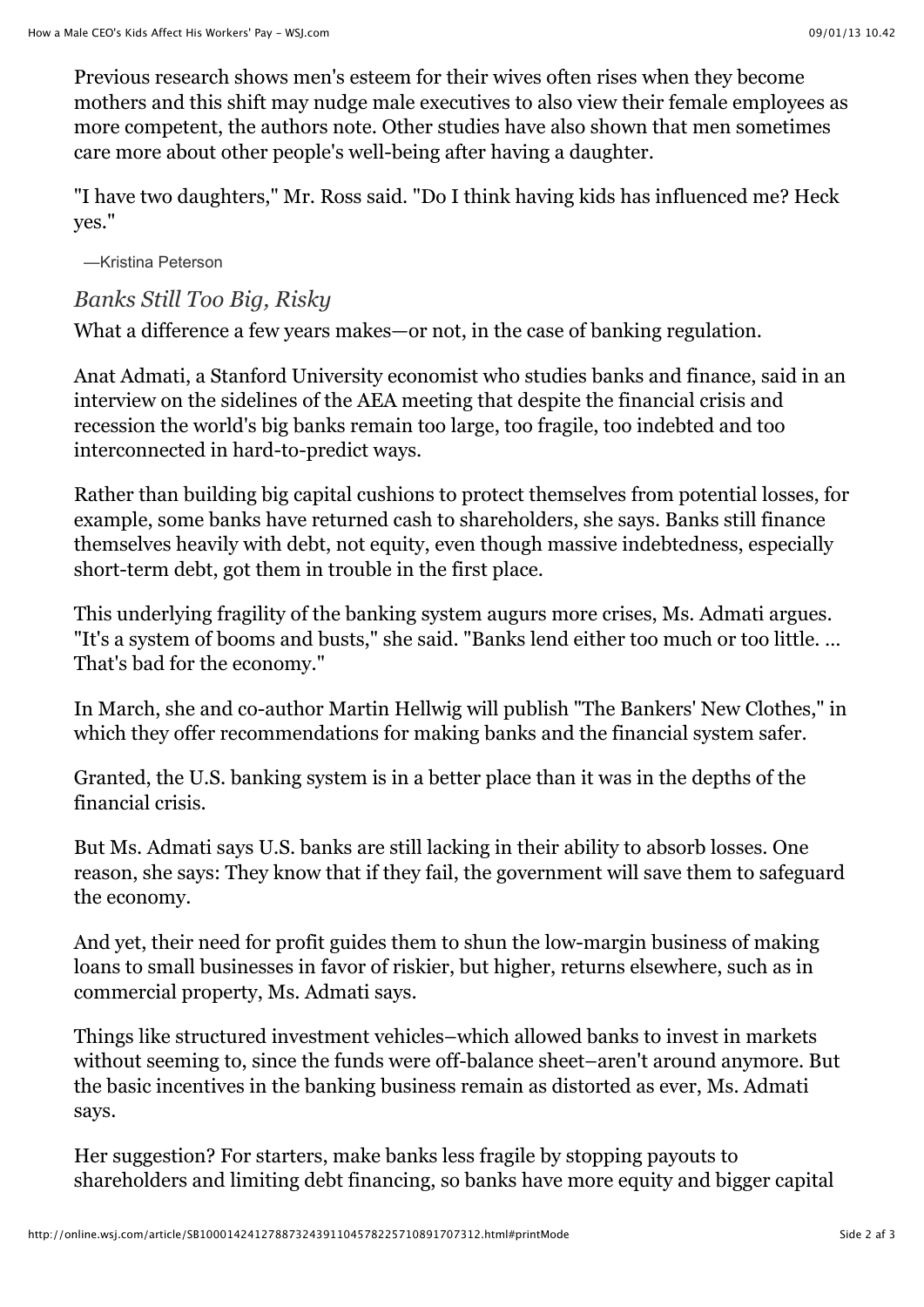Previous research shows men's esteem for their wives often rises when they become mothers and this shift may nudge male executives to also view their female employees as more competent, the authors note. Other studies have also shown that men sometimes care more about other people's well-being after having a daughter.

"I have two daughters," Mr. Ross said. "Do I think having kids has influenced me? Heck yes."

—Kristina Peterson

### *Banks Still Too Big, Risky*

What a difference a few years makes—or not, in the case of banking regulation.

Anat Admati, a Stanford University economist who studies banks and finance, said in an interview on the sidelines of the AEA meeting that despite the financial crisis and recession the world's big banks remain too large, too fragile, too indebted and too interconnected in hard-to-predict ways.

Rather than building big capital cushions to protect themselves from potential losses, for example, some banks have returned cash to shareholders, she says. Banks still finance themselves heavily with debt, not equity, even though massive indebtedness, especially short-term debt, got them in trouble in the first place.

This underlying fragility of the banking system augurs more crises, Ms. Admati argues. "It's a system of booms and busts," she said. "Banks lend either too much or too little. … That's bad for the economy."

In March, she and co-author Martin Hellwig will publish "The Bankers' New Clothes," in which they offer recommendations for making banks and the financial system safer.

Granted, the U.S. banking system is in a better place than it was in the depths of the financial crisis.

But Ms. Admati says U.S. banks are still lacking in their ability to absorb losses. One reason, she says: They know that if they fail, the government will save them to safeguard the economy.

And yet, their need for profit guides them to shun the low-margin business of making loans to small businesses in favor of riskier, but higher, returns elsewhere, such as in commercial property, Ms. Admati says.

Things like structured investment vehicles–which allowed banks to invest in markets without seeming to, since the funds were off-balance sheet–aren't around anymore. But the basic incentives in the banking business remain as distorted as ever, Ms. Admati says.

Her suggestion? For starters, make banks less fragile by stopping payouts to shareholders and limiting debt financing, so banks have more equity and bigger capital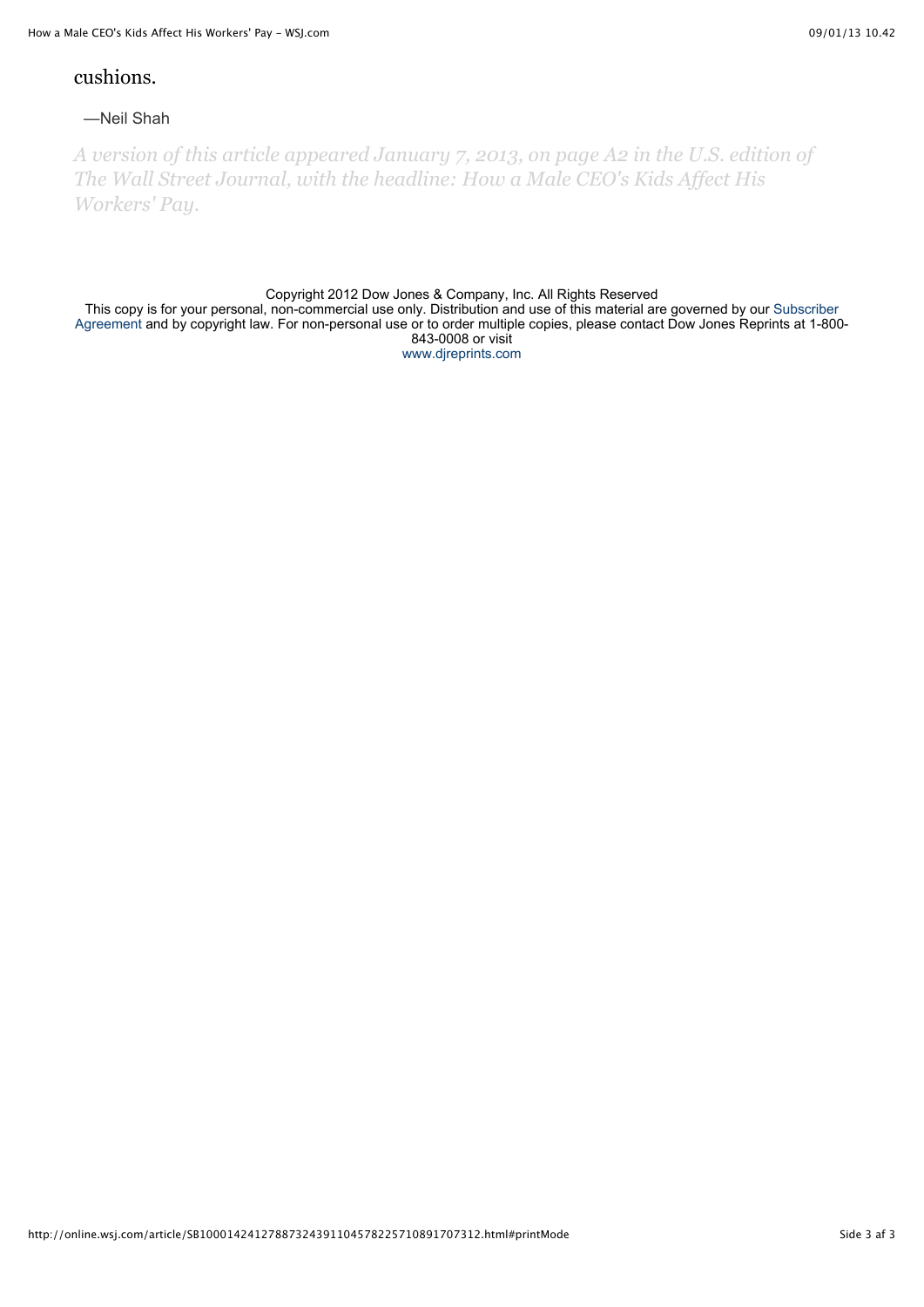cushions.

—Neil Shah

*A version of this article appeared January 7, 2013, on page A2 in the U.S. edition of The Wall Street Journal, with the headline: How a Male CEO's Kids Affect His Workers' Pay.*

Copyright 2012 Dow Jones & Company, Inc. All Rights Reserved

This copy is for your personal, non-commercial use only. Distribution and use of this material are governed by our Subscriber Agreement and by copyright law. For non-personal use or to order multiple copies, please contact Dow Jones Reprints at 1-800-843-0008 or visit www.djreprints.com